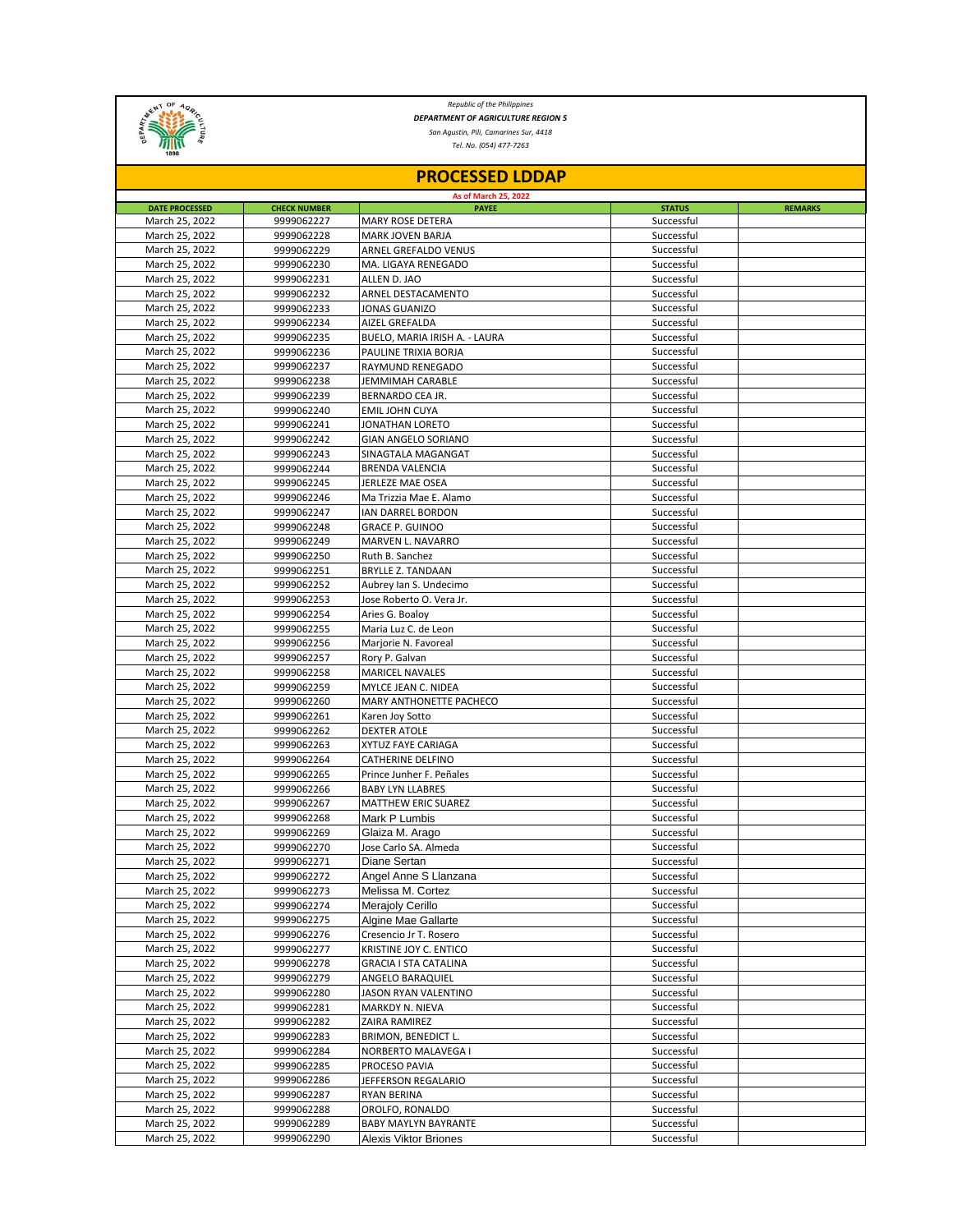*Republic of the Philippines*

***DEPARTMENT OF AGRICULTURE REGION 5***

*San Agustin, Pili, Camarines Sur, 4418*

*Tel. No. (054) 477-7263*

# PROCESSED LDDAP

**As of March 25, 2022**

| DATE PROCESSED | CHECK NUMBER | PAYEE | STATUS | REMARKS |
|---|---|---|---|---|
| March 25, 2022 | 9999062227 | MARY ROSE DETERA | Successful | |
| March 25, 2022 | 9999062228 | MARK JOVEN BARJA | Successful | |
| March 25, 2022 | 9999062229 | ARNEL GREFALDO VENUS | Successful | |
| March 25, 2022 | 9999062230 | MA. LIGAYA RENEGADO | Successful | |
| March 25, 2022 | 9999062231 | ALLEN D. JAO | Successful | |
| March 25, 2022 | 9999062232 | ARNEL DESTACAMENTO | Successful | |
| March 25, 2022 | 9999062233 | JONAS GUANIZO | Successful | |
| March 25, 2022 | 9999062234 | AIZEL GREFALDA | Successful | |
| March 25, 2022 | 9999062235 | BUELO, MARIA IRISH A. - LAURA | Successful | |
| March 25, 2022 | 9999062236 | PAULINE TRIXIA BORJA | Successful | |
| March 25, 2022 | 9999062237 | RAYMUND RENEGADO | Successful | |
| March 25, 2022 | 9999062238 | JEMMIMAH CARABLE | Successful | |
| March 25, 2022 | 9999062239 | BERNARDO CEA JR. | Successful | |
| March 25, 2022 | 9999062240 | EMIL JOHN CUYA | Successful | |
| March 25, 2022 | 9999062241 | JONATHAN LORETO | Successful | |
| March 25, 2022 | 9999062242 | GIAN ANGELO SORIANO | Successful | |
| March 25, 2022 | 9999062243 | SINAGTALA MAGANGAT | Successful | |
| March 25, 2022 | 9999062244 | BRENDA VALENCIA | Successful | |
| March 25, 2022 | 9999062245 | JERLEZE MAE OSEA | Successful | |
| March 25, 2022 | 9999062246 | Ma Trizzia Mae E. Alamo | Successful | |
| March 25, 2022 | 9999062247 | IAN DARREL BORDON | Successful | |
| March 25, 2022 | 9999062248 | GRACE P. GUINOO | Successful | |
| March 25, 2022 | 9999062249 | MARVEN L. NAVARRO | Successful | |
| March 25, 2022 | 9999062250 | Ruth B. Sanchez | Successful | |
| March 25, 2022 | 9999062251 | BRYLLE Z. TANDAAN | Successful | |
| March 25, 2022 | 9999062252 | Aubrey Ian S. Undecimo | Successful | |
| March 25, 2022 | 9999062253 | Jose Roberto O. Vera Jr. | Successful | |
| March 25, 2022 | 9999062254 | Aries G. Boaloy | Successful | |
| March 25, 2022 | 9999062255 | Maria Luz C. de Leon | Successful | |
| March 25, 2022 | 9999062256 | Marjorie N. Favoreal | Successful | |
| March 25, 2022 | 9999062257 | Rory P. Galvan | Successful | |
| March 25, 2022 | 9999062258 | MARICEL NAVALES | Successful | |
| March 25, 2022 | 9999062259 | MYLCE JEAN C. NIDEA | Successful | |
| March 25, 2022 | 9999062260 | MARY ANTHONETTE PACHECO | Successful | |
| March 25, 2022 | 9999062261 | Karen Joy Sotto | Successful | |
| March 25, 2022 | 9999062262 | DEXTER ATOLE | Successful | |
| March 25, 2022 | 9999062263 | XYTUZ FAYE CARIAGA | Successful | |
| March 25, 2022 | 9999062264 | CATHERINE DELFINO | Successful | |
| March 25, 2022 | 9999062265 | Prince Junher F. Peñales | Successful | |
| March 25, 2022 | 9999062266 | BABY LYN LLABRES | Successful | |
| March 25, 2022 | 9999062267 | MATTHEW ERIC SUAREZ | Successful | |
| March 25, 2022 | 9999062268 | Mark P Lumbis | Successful | |
| March 25, 2022 | 9999062269 | Glaiza M. Arago | Successful | |
| March 25, 2022 | 9999062270 | Jose Carlo SA. Almeda | Successful | |
| March 25, 2022 | 9999062271 | Diane Sertan | Successful | |
| March 25, 2022 | 9999062272 | Angel Anne S Llanzana | Successful | |
| March 25, 2022 | 9999062273 | Melissa M. Cortez | Successful | |
| March 25, 2022 | 9999062274 | Merajoly Cerillo | Successful | |
| March 25, 2022 | 9999062275 | Algine Mae Gallarte | Successful | |
| March 25, 2022 | 9999062276 | Cresencio Jr T. Rosero | Successful | |
| March 25, 2022 | 9999062277 | KRISTINE JOY C. ENTICO | Successful | |
| March 25, 2022 | 9999062278 | GRACIA I STA CATALINA | Successful | |
| March 25, 2022 | 9999062279 | ANGELO BARAQUIEL | Successful | |
| March 25, 2022 | 9999062280 | JASON RYAN VALENTINO | Successful | |
| March 25, 2022 | 9999062281 | MARKDY N. NIEVA | Successful | |
| March 25, 2022 | 9999062282 | ZAIRA RAMIREZ | Successful | |
| March 25, 2022 | 9999062283 | BRIMON, BENEDICT L. | Successful | |
| March 25, 2022 | 9999062284 | NORBERTO MALAVEGA I | Successful | |
| March 25, 2022 | 9999062285 | PROCESO PAVIA | Successful | |
| March 25, 2022 | 9999062286 | JEFFERSON REGALARIO | Successful | |
| March 25, 2022 | 9999062287 | RYAN BERINA | Successful | |
| March 25, 2022 | 9999062288 | OROLFO, RONALDO | Successful | |
| March 25, 2022 | 9999062289 | BABY MAYLYN BAYRANTE | Successful | |
| March 25, 2022 | 9999062290 | Alexis Viktor Briones | Successful | |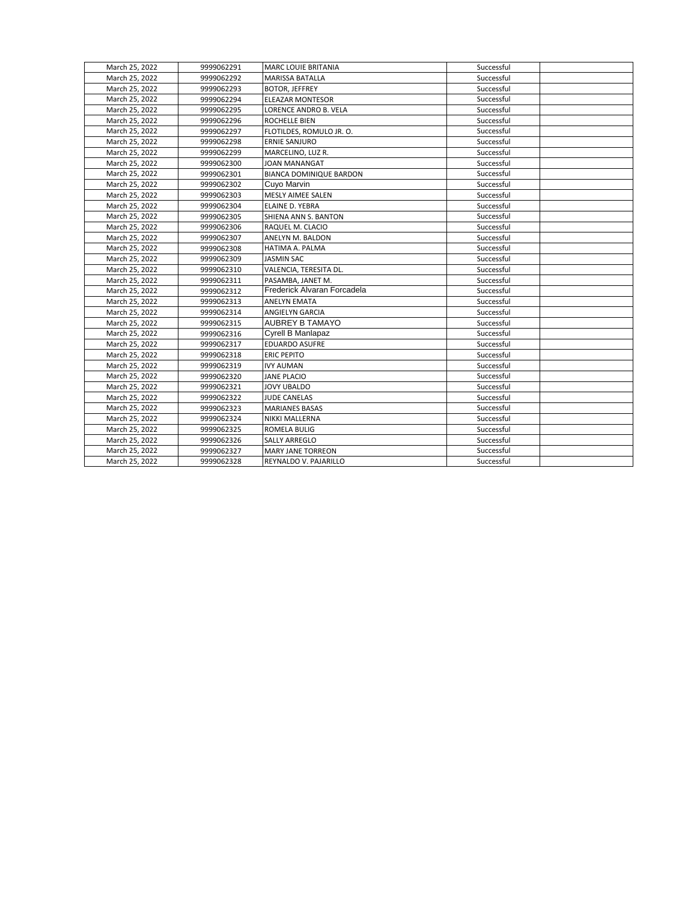| | | | | |
|---|---|---|---|---|
| March 25, 2022 | 9999062291 | MARC LOUIE BRITANIA | Successful | |
| March 25, 2022 | 9999062292 | MARISSA BATALLA | Successful | |
| March 25, 2022 | 9999062293 | BOTOR, JEFFREY | Successful | |
| March 25, 2022 | 9999062294 | ELEAZAR MONTESOR | Successful | |
| March 25, 2022 | 9999062295 | LORENCE ANDRO B. VELA | Successful | |
| March 25, 2022 | 9999062296 | ROCHELLE BIEN | Successful | |
| March 25, 2022 | 9999062297 | FLOTILDES, ROMULO JR. O. | Successful | |
| March 25, 2022 | 9999062298 | ERNIE SANJURO | Successful | |
| March 25, 2022 | 9999062299 | MARCELINO, LUZ R. | Successful | |
| March 25, 2022 | 9999062300 | JOAN MANANGAT | Successful | |
| March 25, 2022 | 9999062301 | BIANCA DOMINIQUE BARDON | Successful | |
| March 25, 2022 | 9999062302 | Cuyo Marvin | Successful | |
| March 25, 2022 | 9999062303 | MESLY AIMEE SALEN | Successful | |
| March 25, 2022 | 9999062304 | ELAINE D. YEBRA | Successful | |
| March 25, 2022 | 9999062305 | SHIENA ANN S. BANTON | Successful | |
| March 25, 2022 | 9999062306 | RAQUEL M. CLACIO | Successful | |
| March 25, 2022 | 9999062307 | ANELYN M. BALDON | Successful | |
| March 25, 2022 | 9999062308 | HATIMA A. PALMA | Successful | |
| March 25, 2022 | 9999062309 | JASMIN SAC | Successful | |
| March 25, 2022 | 9999062310 | VALENCIA, TERESITA DL. | Successful | |
| March 25, 2022 | 9999062311 | PASAMBA, JANET M. | Successful | |
| March 25, 2022 | 9999062312 | Frederick Alvaran Forcadela | Successful | |
| March 25, 2022 | 9999062313 | ANELYN EMATA | Successful | |
| March 25, 2022 | 9999062314 | ANGIELYN GARCIA | Successful | |
| March 25, 2022 | 9999062315 | AUBREY B TAMAYO | Successful | |
| March 25, 2022 | 9999062316 | Cyrell B Manlapaz | Successful | |
| March 25, 2022 | 9999062317 | EDUARDO ASUFRE | Successful | |
| March 25, 2022 | 9999062318 | ERIC PEPITO | Successful | |
| March 25, 2022 | 9999062319 | IVY AUMAN | Successful | |
| March 25, 2022 | 9999062320 | JANE PLACIO | Successful | |
| March 25, 2022 | 9999062321 | JOVY UBALDO | Successful | |
| March 25, 2022 | 9999062322 | JUDE CANELAS | Successful | |
| March 25, 2022 | 9999062323 | MARIANES BASAS | Successful | |
| March 25, 2022 | 9999062324 | NIKKI MALLERNA | Successful | |
| March 25, 2022 | 9999062325 | ROMELA BULIG | Successful | |
| March 25, 2022 | 9999062326 | SALLY ARREGLO | Successful | |
| March 25, 2022 | 9999062327 | MARY JANE TORREON | Successful | |
| March 25, 2022 | 9999062328 | REYNALDO V. PAJARILLO | Successful | |